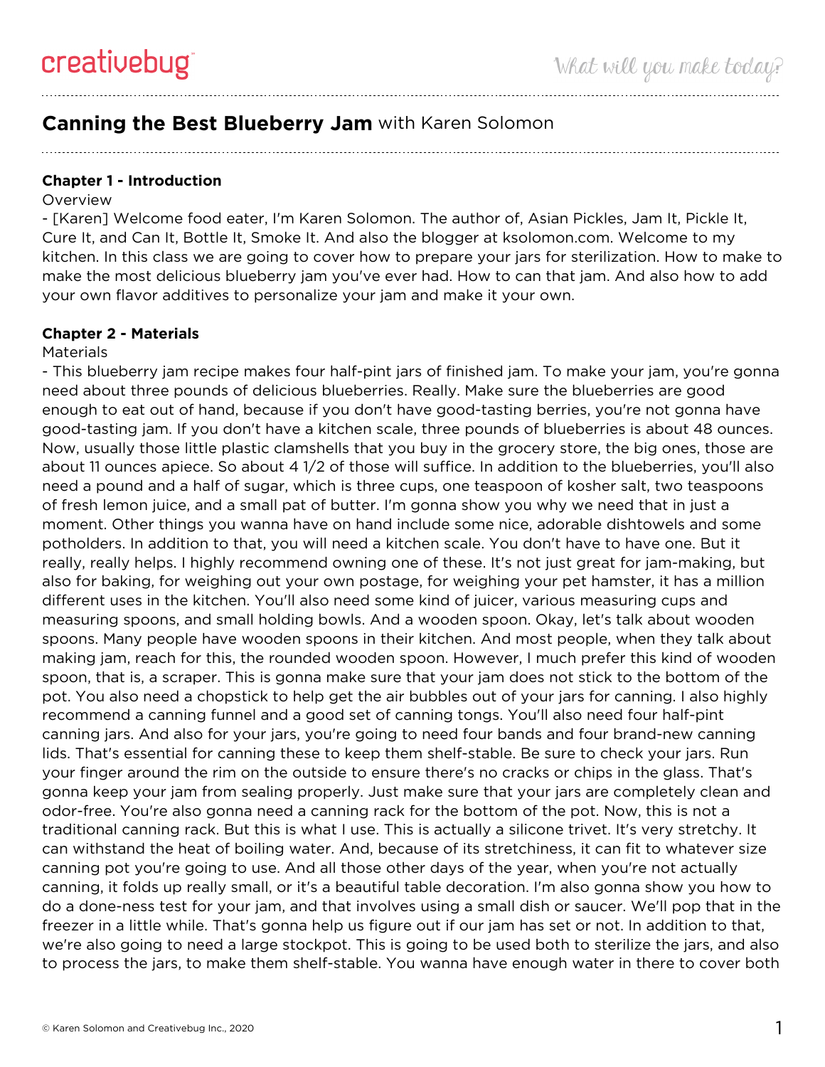# **Canning the Best Blueberry Jam** with Karen Solomon

## Chapter 1 - Introduction

Overview

- [Karen] Welcome food eater, I'm Karen Solomon. The author of, Asian Pickles, Jam It, Pickle It, Cure It, and Can It, Bottle It, Smoke It. And also the blogger at ksolomon.com. Welcome to my kitchen. In this class we are going to cover how to prepare your jars for sterilization. How to make to make the most delicious blueberry jam you've ever had. How to can that jam. And also how to add your own flavor additives to personalize your jam and make it your own.

## Chapter 2 - Materials

Materials

- This blueberry jam recipe makes four half-pint jars of finished jam. To make your jam, you're gonna need about three pounds of delicious blueberries. Really. Make sure the blueberries are good enough to eat out of hand, because if you don't have good-tasting berries, you're not gonna have good-tasting jam. If you don't have a kitchen scale, three pounds of blueberries is about 48 ounces. Now, usually those little plastic clamshells that you buy in the grocery store, the big ones, those are about 11 ounces apiece. So about 4 1/2 of those will suffice. In addition to the blueberries, you'll also need a pound and a half of sugar, which is three cups, one teaspoon of kosher salt, two teaspoons of fresh lemon juice, and a small pat of butter. I'm gonna show you why we need that in just a moment. Other things you wanna have on hand include some nice, adorable dishtowels and some potholders. In addition to that, you will need a kitchen scale. You don't have to have one. But it really, really helps. I highly recommend owning one of these. It's not just great for jam-making, but also for baking, for weighing out your own postage, for weighing your pet hamster, it has a million different uses in the kitchen. You'll also need some kind of juicer, various measuring cups and measuring spoons, and small holding bowls. And a wooden spoon. Okay, let's talk about wooden spoons. Many people have wooden spoons in their kitchen. And most people, when they talk about making jam, reach for this, the rounded wooden spoon. However, I much prefer this kind of wooden spoon, that is, a scraper. This is gonna make sure that your jam does not stick to the bottom of the pot. You also need a chopstick to help get the air bubbles out of your jars for canning. I also highly recommend a canning funnel and a good set of canning tongs. You'll also need four half-pint canning jars. And also for your jars, you're going to need four bands and four brand-new canning lids. That's essential for canning these to keep them shelf-stable. Be sure to check your jars. Run your finger around the rim on the outside to ensure there's no cracks or chips in the glass. That's gonna keep your jam from sealing properly. Just make sure that your jars are completely clean and odor-free. You're also gonna need a canning rack for the bottom of the pot. Now, this is not a traditional canning rack. But this is what I use. This is actually a silicone trivet. It's very stretchy. It can withstand the heat of boiling water. And, because of its stretchiness, it can fit to whatever size canning pot you're going to use. And all those other days of the year, when you're not actually canning, it folds up really small, or it's a beautiful table decoration. I'm also gonna show you how to do a done-ness test for your jam, and that involves using a small dish or saucer. We'll pop that in the freezer in a little while. That's gonna help us figure out if our jam has set or not. In addition to that, we're also going to need a large stockpot. This is going to be used both to sterilize the jars, and also to process the jars, to make them shelf-stable. You wanna have enough water in there to cover both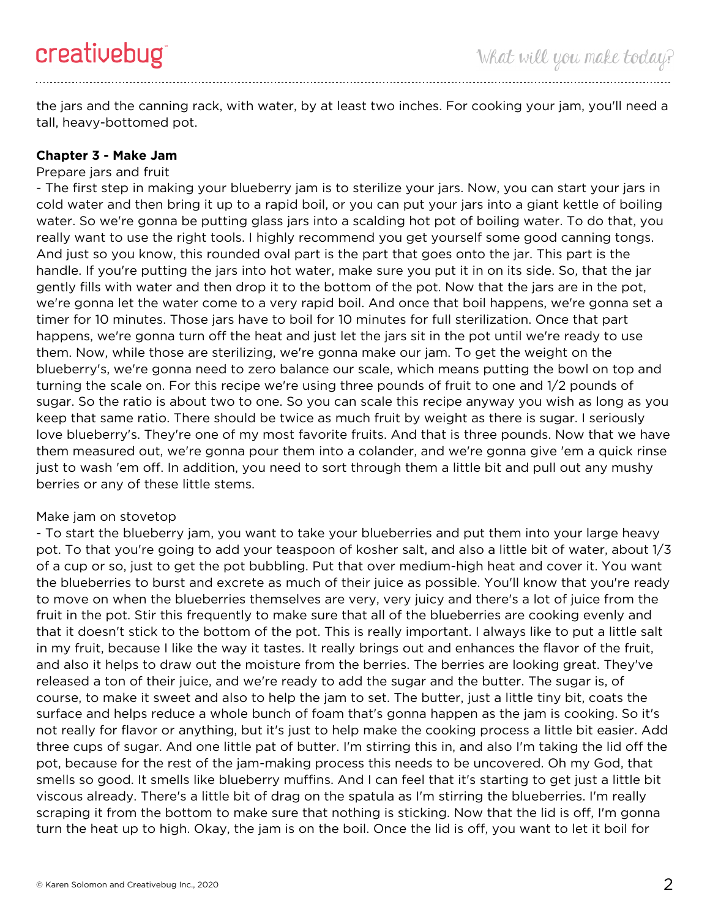the jars and the canning rack, with water, by at least two inches. For cooking your jam, you'll need a tall, heavy-bottomed pot.

**Chapter 3 - Make Jam**

Prepare jars and fruit

- The first step in making your blueberry jam is to sterilize your jars. Now, you can start your jars in cold water and then bring it up to a rapid boil, or you can put your jars into a giant kettle of boiling water. So we're gonna be putting glass jars into a scalding hot pot of boiling water. To do that, you really want to use the right tools. I highly recommend you get yourself some good canning tongs. And just so you know, this rounded oval part is the part that goes onto the jar. This part is the handle. If you're putting the jars into hot water, make sure you put it in on its side. So, that the jar gently fills with water and then drop it to the bottom of the pot. Now that the jars are in the pot, we're gonna let the water come to a very rapid boil. And once that boil happens, we're gonna set a timer for 10 minutes. Those jars have to boil for 10 minutes for full sterilization. Once that part happens, we're gonna turn off the heat and just let the jars sit in the pot until we're ready to use them. Now, while those are sterilizing, we're gonna make our jam. To get the weight on the blueberry's, we're gonna need to zero balance our scale, which means putting the bowl on top and turning the scale on. For this recipe we're using three pounds of fruit to one and 1/2 pounds of sugar. So the ratio is about two to one. So you can scale this recipe anyway you wish as long as you keep that same ratio. There should be twice as much fruit by weight as there is sugar. I seriously love blueberry's. They're one of my most favorite fruits. And that is three pounds. Now that we have them measured out, we're gonna pour them into a colander, and we're gonna give 'em a quick rinse just to wash 'em off. In addition, you need to sort through them a little bit and pull out any mushy berries or any of these little stems.

Make jam on stovetop

- To start the blueberry jam, you want to take your blueberries and put them into your large heavy pot. To that you're going to add your teaspoon of kosher salt, and also a little bit of water, about 1/3 of a cup or so, just to get the pot bubbling. Put that over medium-high heat and cover it. You want the blueberries to burst and excrete as much of their juice as possible. You'll know that you're ready to move on when the blueberries themselves are very, very juicy and there's a lot of juice from the fruit in the pot. Stir this frequently to make sure that all of the blueberries are cooking evenly and that it doesn't stick to the bottom of the pot. This is really important. I always like to put a little salt in my fruit, because I like the way it tastes. It really brings out and enhances the flavor of the fruit, and also it helps to draw out the moisture from the berries. The berries are looking great. They've released a ton of their juice, and we're ready to add the sugar and the butter. The sugar is, of course, to make it sweet and also to help the jam to set. The butter, just a little tiny bit, coats the surface and helps reduce a whole bunch of foam that's gonna happen as the jam is cooking. So it's not really for flavor or anything, but it's just to help make the cooking process a little bit easier. Add three cups of sugar. And one little pat of butter. I'm stirring this in, and also I'm taking the lid off the pot, because for the rest of the jam-making process this needs to be uncovered. Oh my God, that smells so good. It smells like blueberry muffins. And I can feel that it's starting to get just a little bit viscous already. There's a little bit of drag on the spatula as I'm stirring the blueberries. I'm really scraping it from the bottom to make sure that nothing is sticking. Now that the lid is off, I'm gonna turn the heat up to high. Okay, the jam is on the boil. Once the lid is off, you want to let it boil for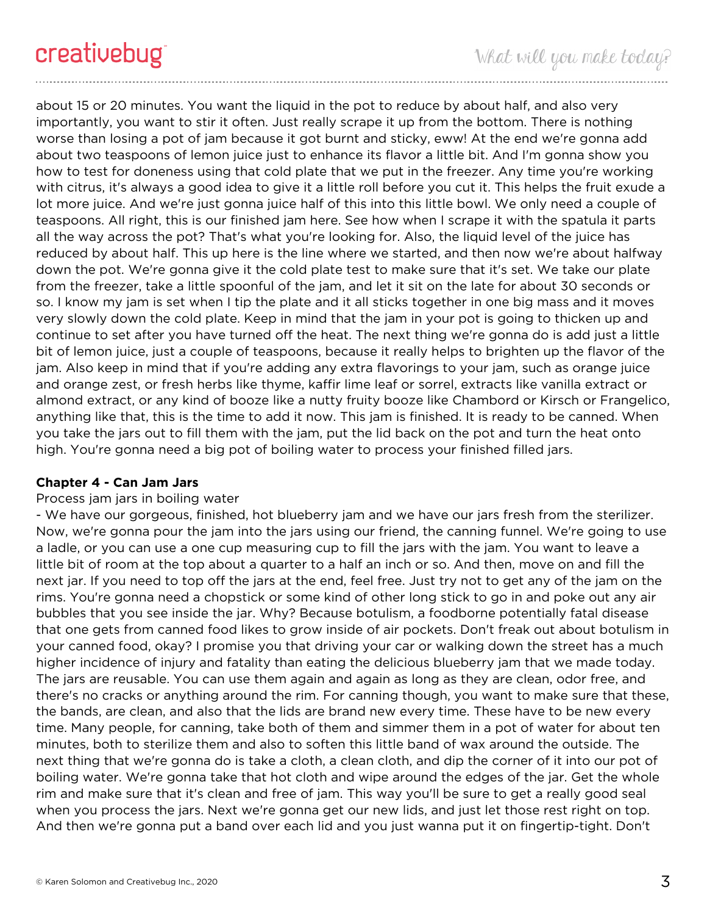about 15 or 20 minutes. You want the liquid in the pot to reduce by about half, and also very importantly, you want to stir it often. Just really scrape it up from the bottom. There is nothing worse than losing a pot of jam because it got burnt and sticky, eww! At the end we're gonna add about two teaspoons of lemon juice just to enhance its flavor a little bit. And I'm gonna show you how to test for doneness using that cold plate that we put in the freezer. Any time you're working with citrus, it's always a good idea to give it a little roll before you cut it. This helps the fruit exude a lot more juice. And we're just gonna juice half of this into this little bowl. We only need a couple of teaspoons. All right, this is our finished jam here. See how when I scrape it with the spatula it parts all the way across the pot? That's what you're looking for. Also, the liquid level of the juice has reduced by about half. This up here is the line where we started, and then now we're about halfway down the pot. We're gonna give it the cold plate test to make sure that it's set. We take our plate from the freezer, take a little spoonful of the jam, and let it sit on the late for about 30 seconds or so. I know my jam is set when I tip the plate and it all sticks together in one big mass and it moves very slowly down the cold plate. Keep in mind that the jam in your pot is going to thicken up and continue to set after you have turned off the heat. The next thing we're gonna do is add just a little bit of lemon juice, just a couple of teaspoons, because it really helps to brighten up the flavor of the jam. Also keep in mind that if you're adding any extra flavorings to your jam, such as orange juice and orange zest, or fresh herbs like thyme, kaffir lime leaf or sorrel, extracts like vanilla extract or almond extract, or any kind of booze like a nutty fruity booze like Chambord or Kirsch or Frangelico, anything like that, this is the time to add it now. This jam is finished. It is ready to be canned. When you take the jars out to fill them with the jam, put the lid back on the pot and turn the heat onto high. You're gonna need a big pot of boiling water to process your finished filled jars.

**Chapter 4 - Can Jam Jars**

Process jam jars in boiling water

- We have our gorgeous, finished, hot blueberry jam and we have our jars fresh from the sterilizer. Now, we're gonna pour the jam into the jars using our friend, the canning funnel. We're going to use a ladle, or you can use a one cup measuring cup to fill the jars with the jam. You want to leave a little bit of room at the top about a quarter to a half an inch or so. And then, move on and fill the next jar. If you need to top off the jars at the end, feel free. Just try not to get any of the jam on the rims. You're gonna need a chopstick or some kind of other long stick to go in and poke out any air bubbles that you see inside the jar. Why? Because botulism, a foodborne potentially fatal disease that one gets from canned food likes to grow inside of air pockets. Don't freak out about botulism in your canned food, okay? I promise you that driving your car or walking down the street has a much higher incidence of injury and fatality than eating the delicious blueberry jam that we made today. The jars are reusable. You can use them again and again as long as they are clean, odor free, and there's no cracks or anything around the rim. For canning though, you want to make sure that these, the bands, are clean, and also that the lids are brand new every time. These have to be new every time. Many people, for canning, take both of them and simmer them in a pot of water for about ten minutes, both to sterilize them and also to soften this little band of wax around the outside. The next thing that we're gonna do is take a cloth, a clean cloth, and dip the corner of it into our pot of boiling water. We're gonna take that hot cloth and wipe around the edges of the jar. Get the whole rim and make sure that it's clean and free of jam. This way you'll be sure to get a really good seal when you process the jars. Next we're gonna get our new lids, and just let those rest right on top. And then we're gonna put a band over each lid and you just wanna put it on fingertip-tight. Don't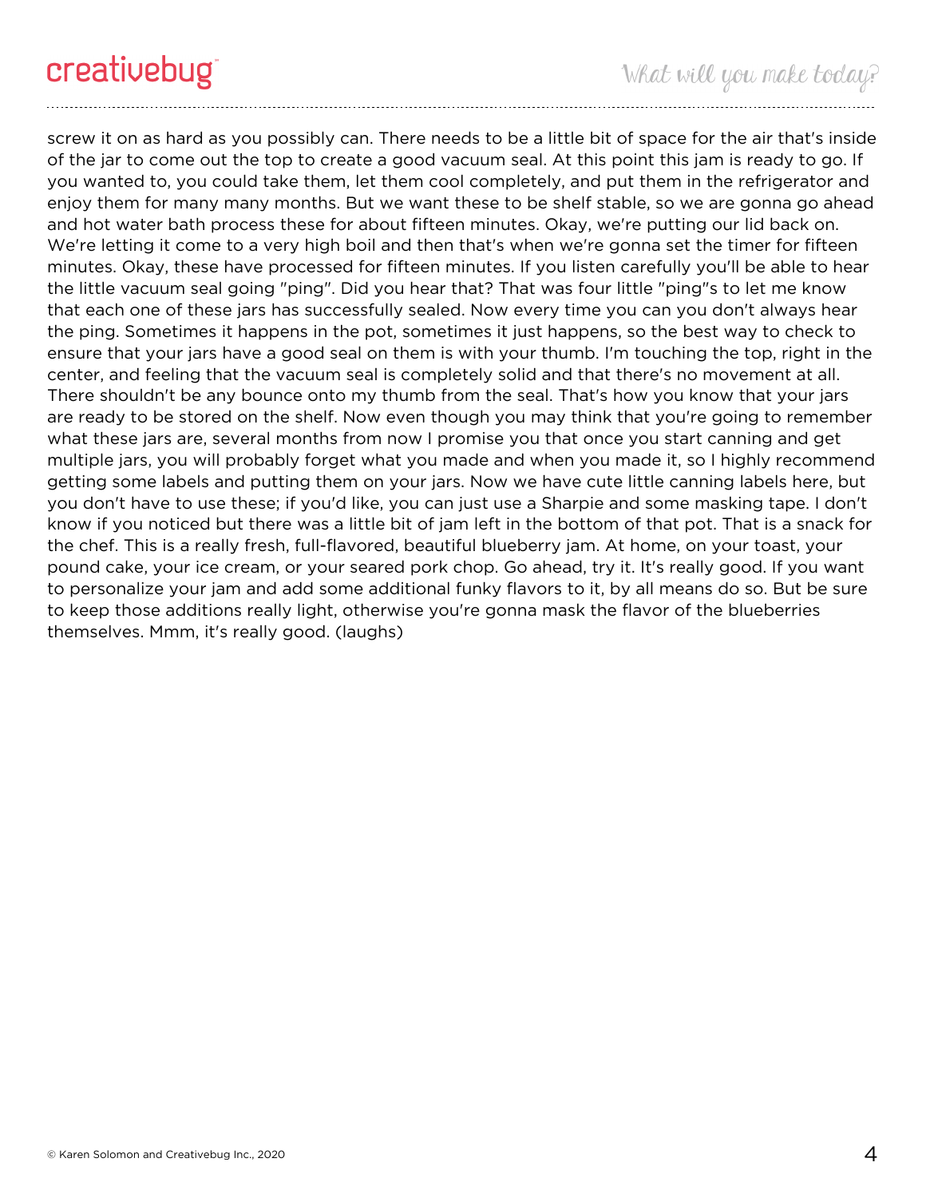screw it on as hard as you possibly can. There needs to be a little bit of space for the air that's inside of the jar to come out the top to create a good vacuum seal. At this point this jam is ready to go. If you wanted to, you could take them, let them cool completely, and put them in the refrigerator and enjoy them for many many months. But we want these to be shelf stable, so we are gonna go ahead and hot water bath process these for about fifteen minutes. Okay, we're putting our lid back on. We're letting it come to a very high boil and then that's when we're gonna set the timer for fifteen minutes. Okay, these have processed for fifteen minutes. If you listen carefully you'll be able to hear the little vacuum seal going "ping". Did you hear that? That was four little "ping"s to let me know that each one of these jars has successfully sealed. Now every time you can you don't always hear the ping. Sometimes it happens in the pot, sometimes it just happens, so the best way to check to ensure that your jars have a good seal on them is with your thumb. I'm touching the top, right in the center, and feeling that the vacuum seal is completely solid and that there's no movement at all. There shouldn't be any bounce onto my thumb from the seal. That's how you know that your jars are ready to be stored on the shelf. Now even though you may think that you're going to remember what these jars are, several months from now I promise you that once you start canning and get multiple jars, you will probably forget what you made and when you made it, so I highly recommend getting some labels and putting them on your jars. Now we have cute little canning labels here, but you don't have to use these; if you'd like, you can just use a Sharpie and some masking tape. I don't know if you noticed but there was a little bit of jam left in the bottom of that pot. That is a snack for the chef. This is a really fresh, full-flavored, beautiful blueberry jam. At home, on your toast, your pound cake, your ice cream, or your seared pork chop. Go ahead, try it. It's really good. If you want to personalize your jam and add some additional funky flavors to it, by all means do so. But be sure to keep those additions really light, otherwise you're gonna mask the flavor of the blueberries themselves. Mmm, it's really good. (laughs)